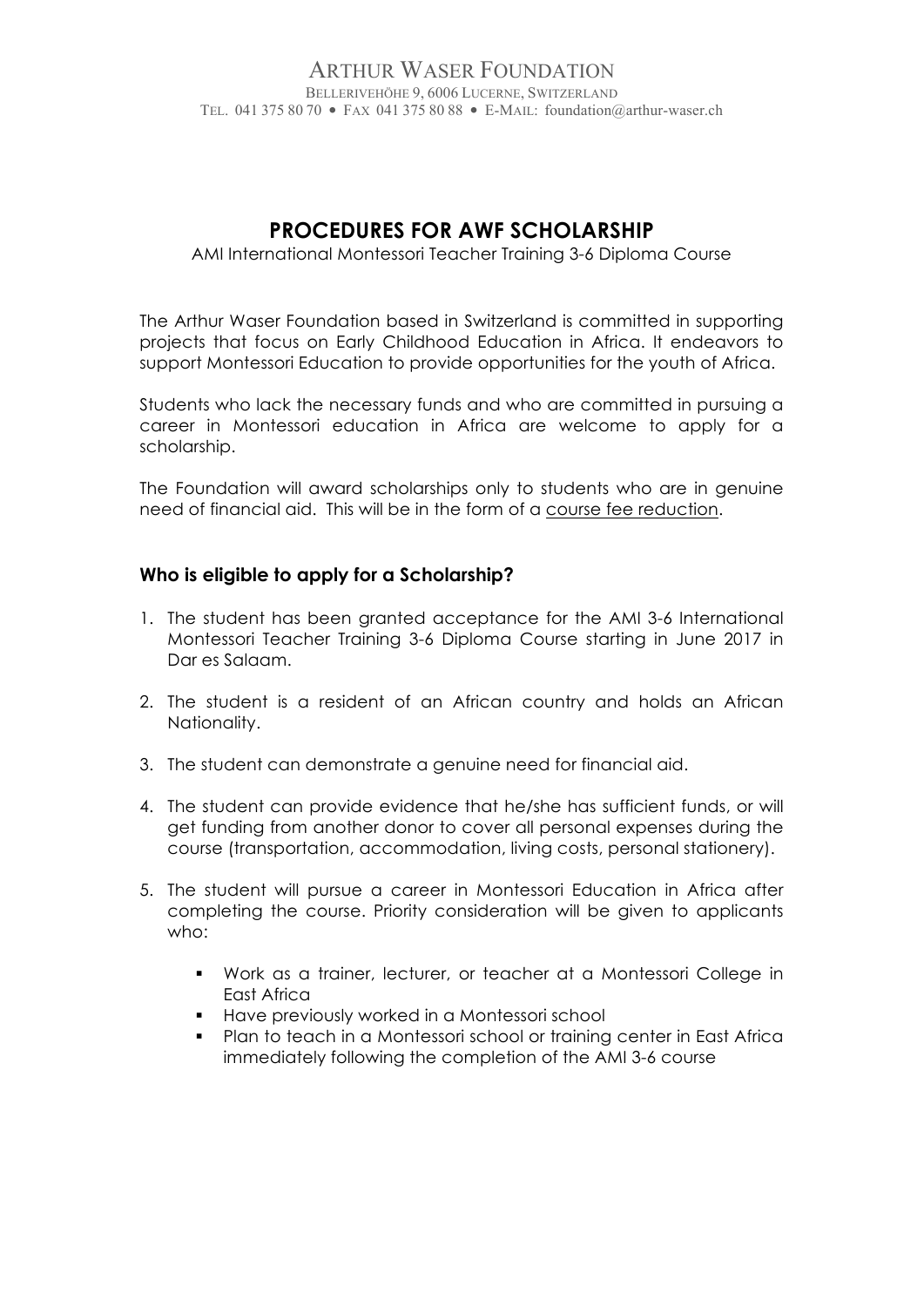# ARTHUR WASER FOUNDATION

BELLERIVEHÖHE 9, 6006 LUCERNE, SWITZERLAND
TEL. 041 375 80 70 • FAX 041 375 80 88 • E-MAIL: foundation@arthur-waser.ch

## PROCEDURES FOR AWF SCHOLARSHIP

AMI International Montessori Teacher Training 3-6 Diploma Course

The Arthur Waser Foundation based in Switzerland is committed in supporting projects that focus on Early Childhood Education in Africa. It endeavors to support Montessori Education to provide opportunities for the youth of Africa.

Students who lack the necessary funds and who are committed in pursuing a career in Montessori education in Africa are welcome to apply for a scholarship.

The Foundation will award scholarships only to students who are in genuine need of financial aid. This will be in the form of a course fee reduction.

### Who is eligible to apply for a Scholarship?

1. The student has been granted acceptance for the AMI 3-6 International Montessori Teacher Training 3-6 Diploma Course starting in June 2017 in Dar es Salaam.
2. The student is a resident of an African country and holds an African Nationality.
3. The student can demonstrate a genuine need for financial aid.
4. The student can provide evidence that he/she has sufficient funds, or will get funding from another donor to cover all personal expenses during the course (transportation, accommodation, living costs, personal stationery).
5. The student will pursue a career in Montessori Education in Africa after completing the course. Priority consideration will be given to applicants who:
   - Work as a trainer, lecturer, or teacher at a Montessori College in East Africa
   - Have previously worked in a Montessori school
   - Plan to teach in a Montessori school or training center in East Africa immediately following the completion of the AMI 3-6 course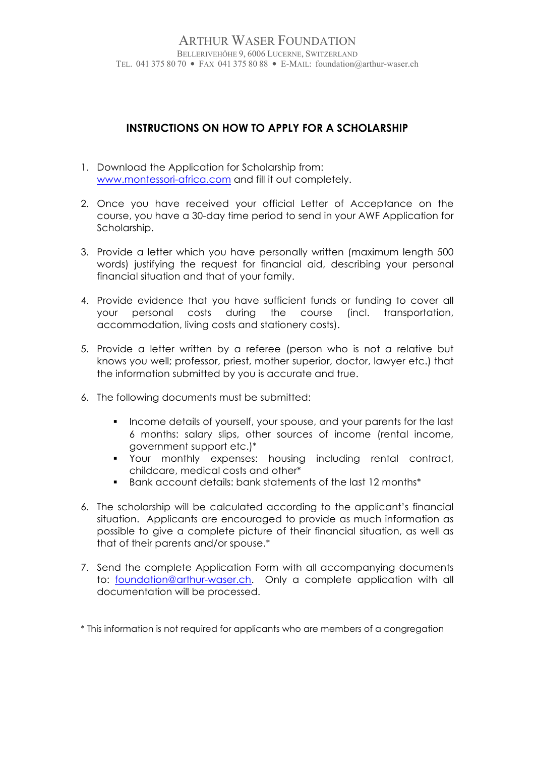ARTHUR WASER FOUNDATION
BELLERIVEHÖHE 9, 6006 LUCERNE, SWITZERLAND
TEL. 041 375 80 70 • FAX 041 375 80 88 • E-MAIL: foundation@arthur-waser.ch

## INSTRUCTIONS ON HOW TO APPLY FOR A SCHOLARSHIP

1. Download the Application for Scholarship from: www.montessori-africa.com and fill it out completely.

2. Once you have received your official Letter of Acceptance on the course, you have a 30-day time period to send in your AWF Application for Scholarship.

3. Provide a letter which you have personally written (maximum length 500 words) justifying the request for financial aid, describing your personal financial situation and that of your family.

4. Provide evidence that you have sufficient funds or funding to cover all your personal costs during the course (incl. transportation, accommodation, living costs and stationery costs).

5. Provide a letter written by a referee (person who is not a relative but knows you well; professor, priest, mother superior, doctor, lawyer etc.) that the information submitted by you is accurate and true.

6. The following documents must be submitted:

   - Income details of yourself, your spouse, and your parents for the last 6 months: salary slips, other sources of income (rental income, government support etc.)*
   - Your monthly expenses: housing including rental contract, childcare, medical costs and other*
   - Bank account details: bank statements of the last 12 months*

6. The scholarship will be calculated according to the applicant's financial situation. Applicants are encouraged to provide as much information as possible to give a complete picture of their financial situation, as well as that of their parents and/or spouse.*

7. Send the complete Application Form with all accompanying documents to: foundation@arthur-waser.ch. Only a complete application with all documentation will be processed.

* This information is not required for applicants who are members of a congregation